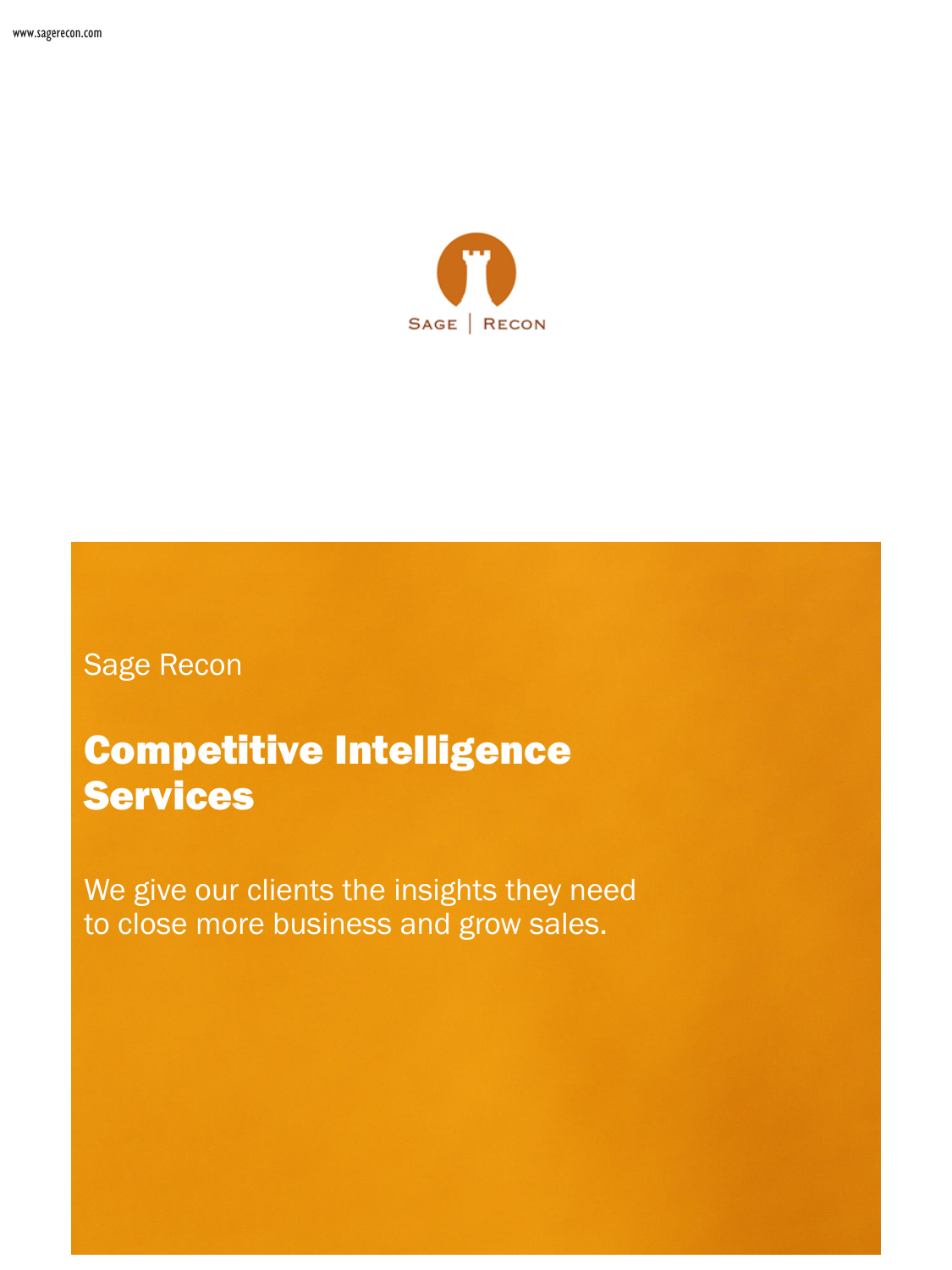www.sagerecon.com

SAGE | RECON

Sage Recon

# Competitive Intelligence Services

We give our clients the insights they need to close more business and grow sales.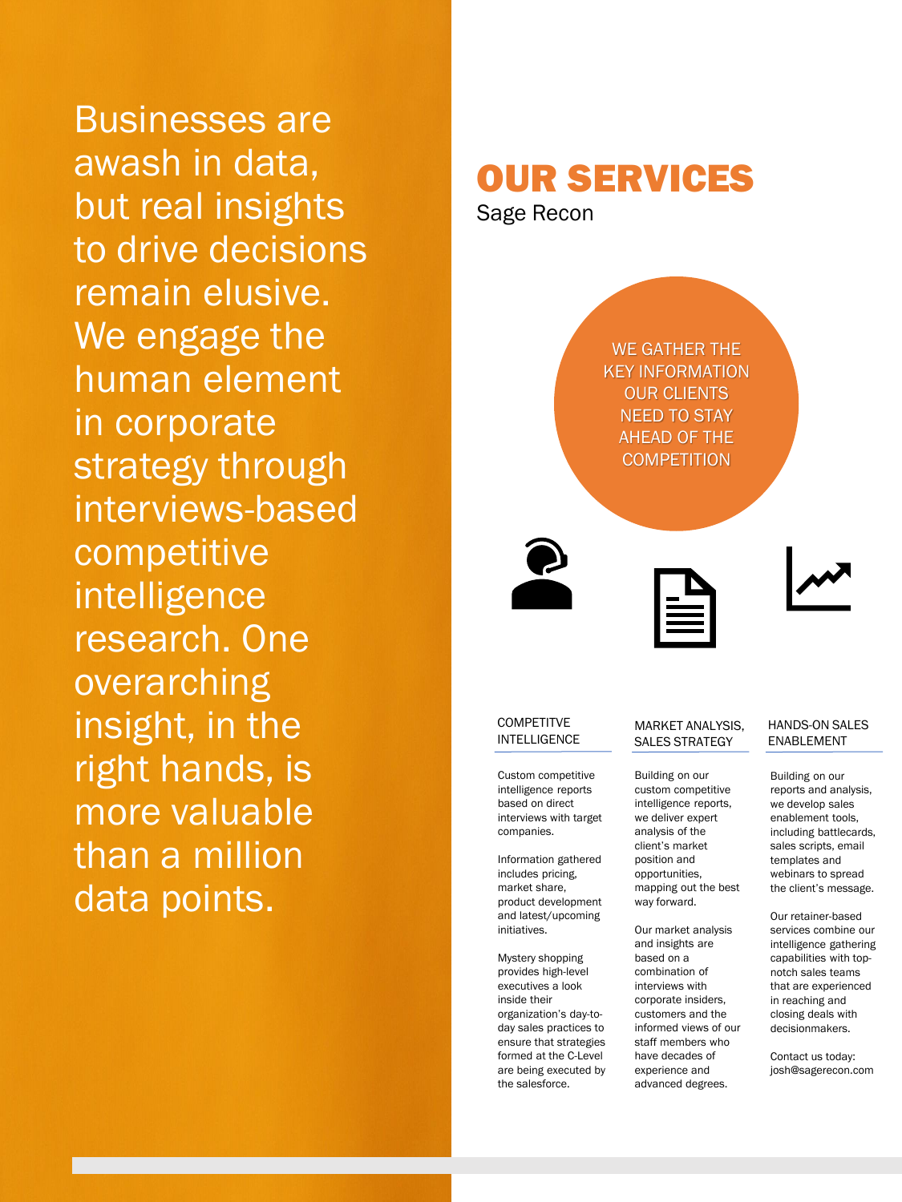Businesses are awash in data, but real insights to drive decisions remain elusive. We engage the human element in corporate strategy through interviews-based competitive intelligence research. One overarching insight, in the right hands, is more valuable than a million data points.

# OUR SERVICES

Sage Recon

WE GATHER THE KEY INFORMATION OUR CLIENTS NEED TO STAY AHEAD OF THE COMPETITION

## COMPETITVE INTELLIGENCE

Custom competitive intelligence reports based on direct interviews with target companies.

Information gathered includes pricing, market share, product development and latest/upcoming initiatives.

Mystery shopping provides high-level executives a look inside their organization's day-to-day sales practices to ensure that strategies formed at the C-Level are being executed by the salesforce.

## MARKET ANALYSIS, SALES STRATEGY

Building on our custom competitive intelligence reports, we deliver expert analysis of the client's market position and opportunities, mapping out the best way forward.

Our market analysis and insights are based on a combination of interviews with corporate insiders, customers and the informed views of our staff members who have decades of experience and advanced degrees.

## HANDS-ON SALES ENABLEMENT

Building on our reports and analysis, we develop sales enablement tools, including battlecards, sales scripts, email templates and webinars to spread the client's message.

Our retainer-based services combine our intelligence gathering capabilities with top-notch sales teams that are experienced in reaching and closing deals with decisionmakers.

Contact us today: josh@sagerecon.com